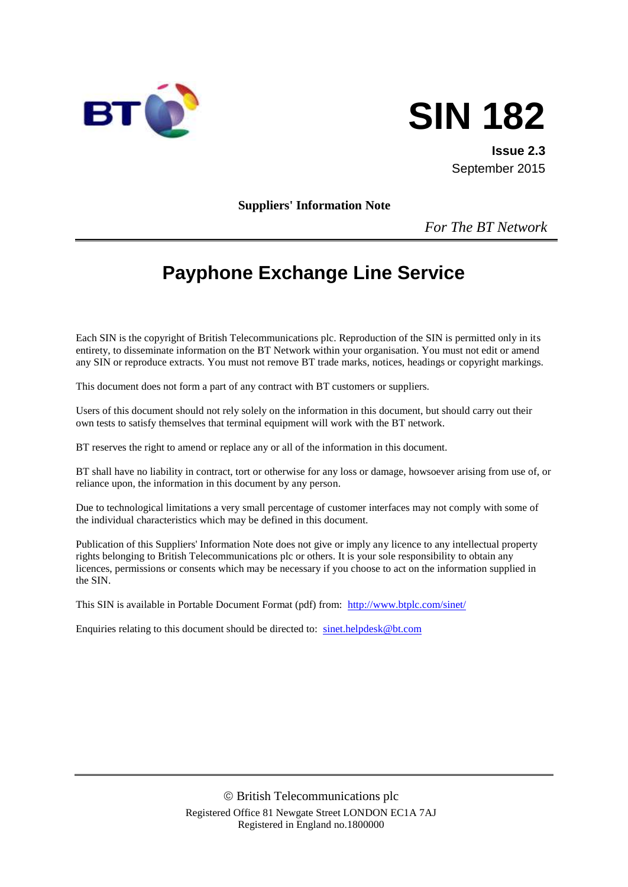# SIN 182

**Issue 2.3**
September 2015

**Suppliers' Information Note**

*For The BT Network*

---

## Payphone Exchange Line Service

Each SIN is the copyright of British Telecommunications plc. Reproduction of the SIN is permitted only in its entirety, to disseminate information on the BT Network within your organisation. You must not edit or amend any SIN or reproduce extracts. You must not remove BT trade marks, notices, headings or copyright markings.

This document does not form a part of any contract with BT customers or suppliers.

Users of this document should not rely solely on the information in this document, but should carry out their own tests to satisfy themselves that terminal equipment will work with the BT network.

BT reserves the right to amend or replace any or all of the information in this document.

BT shall have no liability in contract, tort or otherwise for any loss or damage, howsoever arising from use of, or reliance upon, the information in this document by any person.

Due to technological limitations a very small percentage of customer interfaces may not comply with some of the individual characteristics which may be defined in this document.

Publication of this Suppliers' Information Note does not give or imply any licence to any intellectual property rights belonging to British Telecommunications plc or others. It is your sole responsibility to obtain any licences, permissions or consents which may be necessary if you choose to act on the information supplied in the SIN.

This SIN is available in Portable Document Format (pdf) from: http://www.btplc.com/sinet/

Enquiries relating to this document should be directed to: sinet.helpdesk@bt.com

---

© British Telecommunications plc
Registered Office 81 Newgate Street LONDON EC1A 7AJ
Registered in England no.1800000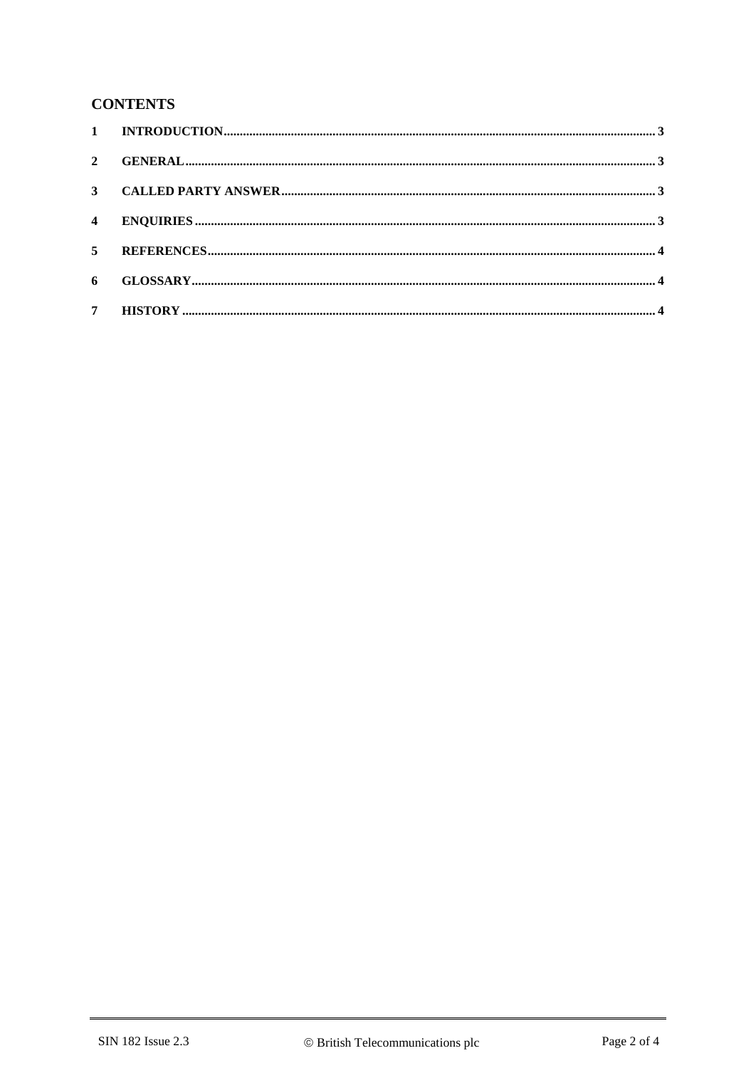## CONTENTS

| | | |
|---|---|---|
| **1** | **INTRODUCTION** | **3** |
| **2** | **GENERAL** | **3** |
| **3** | **CALLED PARTY ANSWER** | **3** |
| **4** | **ENQUIRIES** | **3** |
| **5** | **REFERENCES** | **4** |
| **6** | **GLOSSARY** | **4** |
| **7** | **HISTORY** | **4** |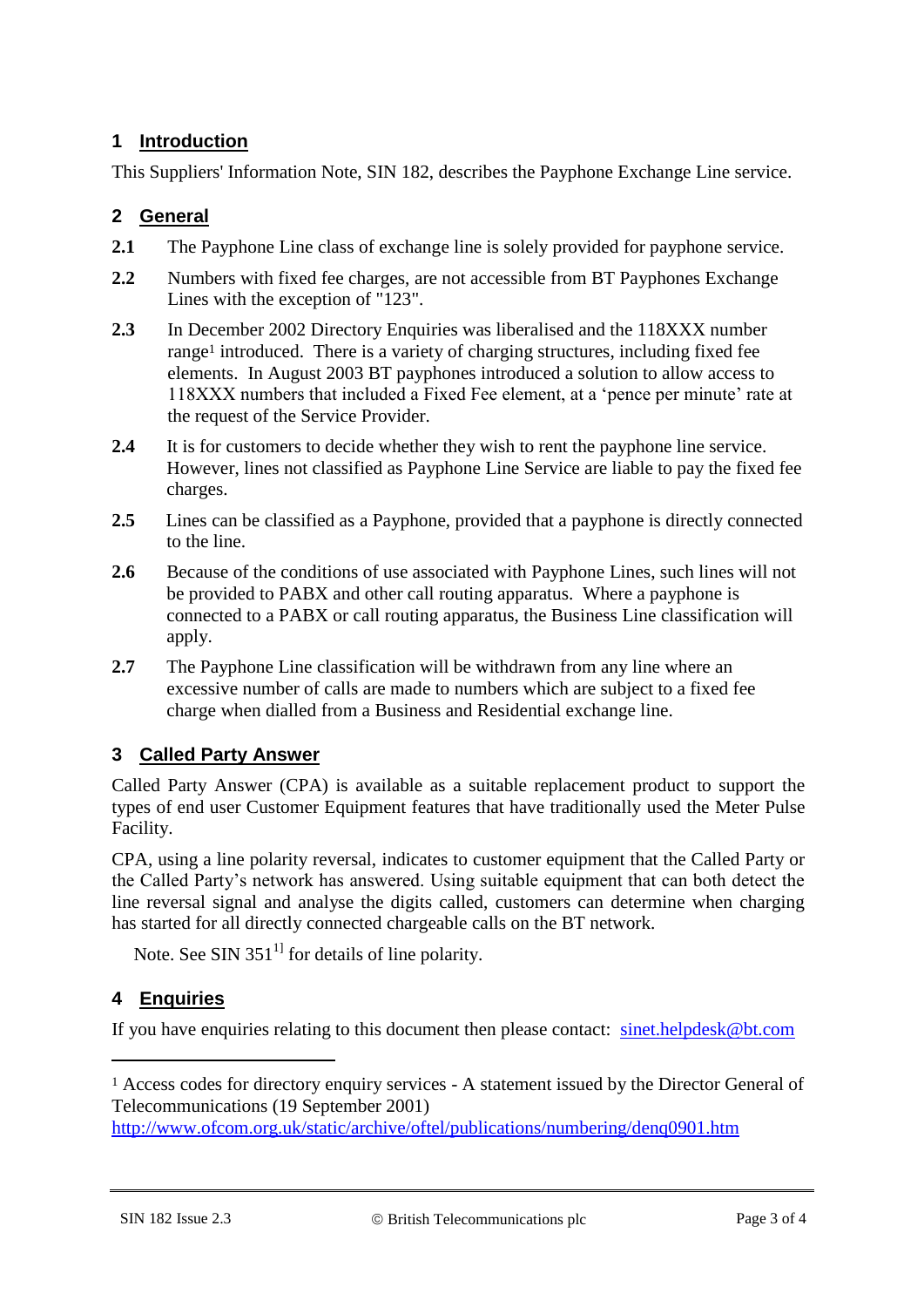## 1 Introduction

This Suppliers' Information Note, SIN 182, describes the Payphone Exchange Line service.

## 2 General

**2.1** The Payphone Line class of exchange line is solely provided for payphone service.

**2.2** Numbers with fixed fee charges, are not accessible from BT Payphones Exchange Lines with the exception of "123".

**2.3** In December 2002 Directory Enquiries was liberalised and the 118XXX number range[1] introduced. There is a variety of charging structures, including fixed fee elements. In August 2003 BT payphones introduced a solution to allow access to 118XXX numbers that included a Fixed Fee element, at a 'pence per minute' rate at the request of the Service Provider.

**2.4** It is for customers to decide whether they wish to rent the payphone line service. However, lines not classified as Payphone Line Service are liable to pay the fixed fee charges.

**2.5** Lines can be classified as a Payphone, provided that a payphone is directly connected to the line.

**2.6** Because of the conditions of use associated with Payphone Lines, such lines will not be provided to PABX and other call routing apparatus. Where a payphone is connected to a PABX or call routing apparatus, the Business Line classification will apply.

**2.7** The Payphone Line classification will be withdrawn from any line where an excessive number of calls are made to numbers which are subject to a fixed fee charge when dialled from a Business and Residential exchange line.

## 3 Called Party Answer

Called Party Answer (CPA) is available as a suitable replacement product to support the types of end user Customer Equipment features that have traditionally used the Meter Pulse Facility.

CPA, using a line polarity reversal, indicates to customer equipment that the Called Party or the Called Party's network has answered. Using suitable equipment that can both detect the line reversal signal and analyse the digits called, customers can determine when charging has started for all directly connected chargeable calls on the BT network.

Note. See SIN 351[1] for details of line polarity.

## 4 Enquiries

If you have enquiries relating to this document then please contact: sinet.helpdesk@bt.com

---

[1] Access codes for directory enquiry services - A statement issued by the Director General of Telecommunications (19 September 2001)
http://www.ofcom.org.uk/static/archive/oftel/publications/numbering/denq0901.htm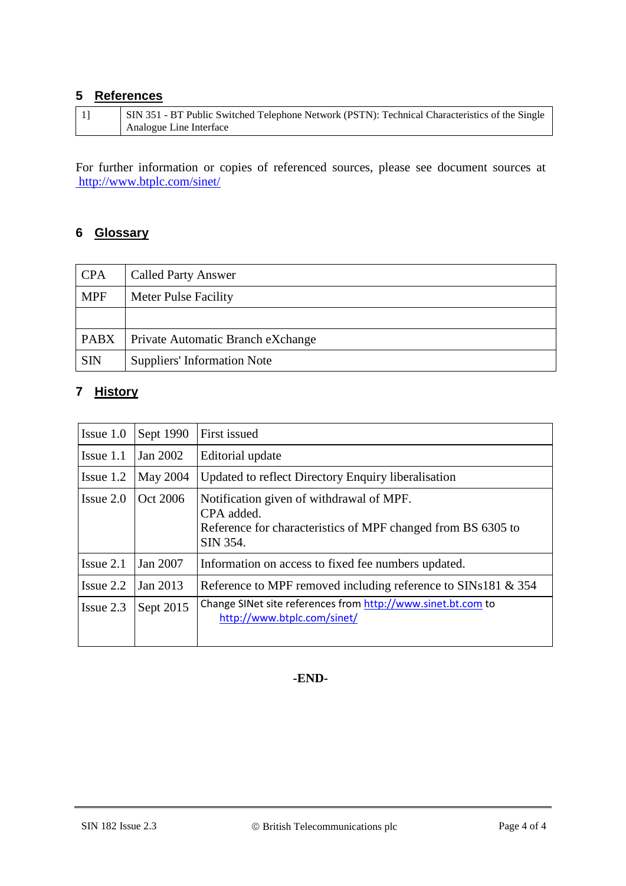## 5 References

| | |
|---|---|
| 1] | SIN 351 - BT Public Switched Telephone Network (PSTN): Technical Characteristics of the Single Analogue Line Interface |

For further information or copies of referenced sources, please see document sources at http://www.btplc.com/sinet/

## 6 Glossary

| | |
|---|---|
| CPA | Called Party Answer |
| MPF | Meter Pulse Facility |
| | |
| PABX | Private Automatic Branch eXchange |
| SIN | Suppliers' Information Note |

## 7 History

| | | |
|---|---|---|
| Issue 1.0 | Sept 1990 | First issued |
| Issue 1.1 | Jan 2002 | Editorial update |
| Issue 1.2 | May 2004 | Updated to reflect Directory Enquiry liberalisation |
| Issue 2.0 | Oct 2006 | Notification given of withdrawal of MPF.<br>CPA added.<br>Reference for characteristics of MPF changed from BS 6305 to SIN 354. |
| Issue 2.1 | Jan 2007 | Information on access to fixed fee numbers updated. |
| Issue 2.2 | Jan 2013 | Reference to MPF removed including reference to SINs181 & 354 |
| Issue 2.3 | Sept 2015 | Change SINet site references from http://www.sinet.bt.com to http://www.btplc.com/sinet/ |

**-END-**